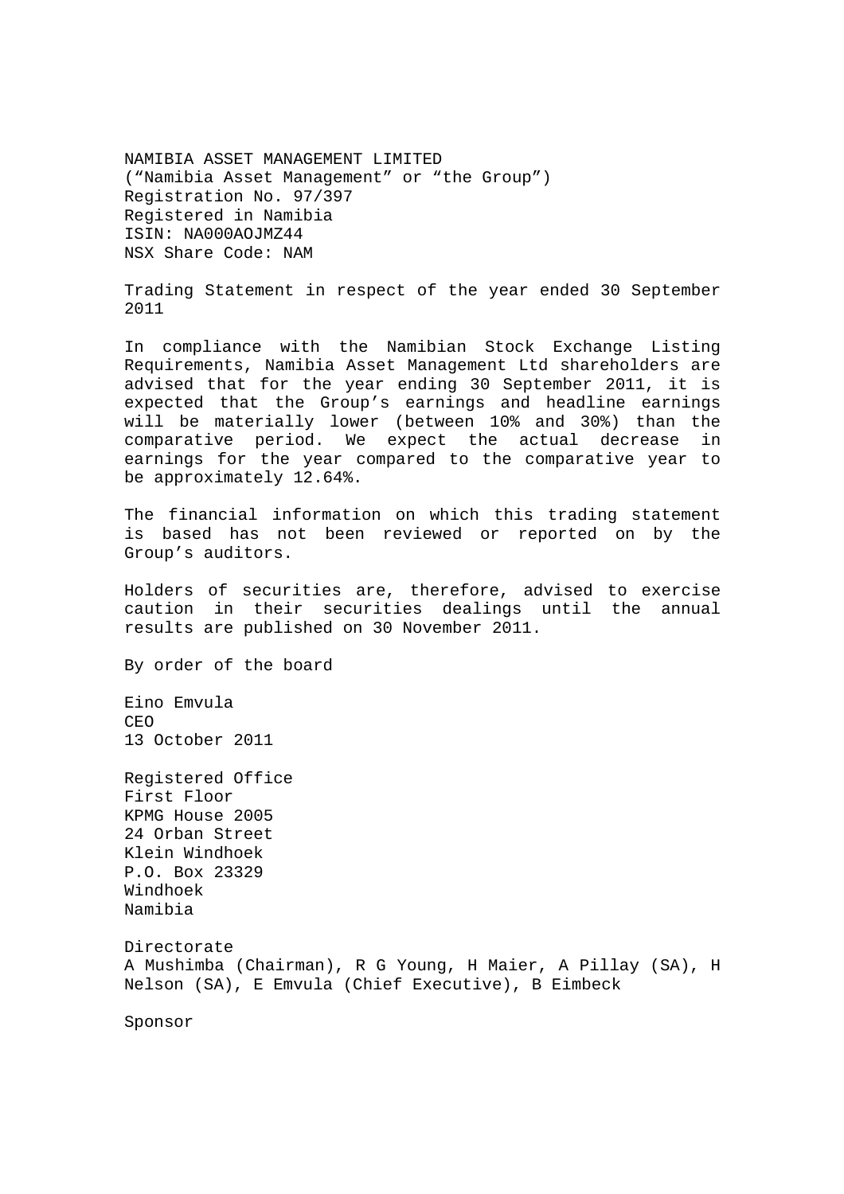NAMIBIA ASSET MANAGEMENT LIMITED
(“Namibia Asset Management” or “the Group”)
Registration No. 97/397
Registered in Namibia
ISIN: NA000AOJMZ44
NSX Share Code: NAM

Trading Statement in respect of the year ended 30 September 2011

In compliance with the Namibian Stock Exchange Listing Requirements, Namibia Asset Management Ltd shareholders are advised that for the year ending 30 September 2011, it is expected that the Group’s earnings and headline earnings will be materially lower (between 10% and 30%) than the comparative period. We expect the actual decrease in earnings for the year compared to the comparative year to be approximately 12.64%.

The financial information on which this trading statement is based has not been reviewed or reported on by the Group’s auditors.

Holders of securities are, therefore, advised to exercise caution in their securities dealings until the annual results are published on 30 November 2011.

By order of the board

Eino Emvula
CEO
13 October 2011

Registered Office
First Floor
KPMG House 2005
24 Orban Street
Klein Windhoek
P.O. Box 23329
Windhoek
Namibia

Directorate
A Mushimba (Chairman), R G Young, H Maier, A Pillay (SA), H Nelson (SA), E Emvula (Chief Executive), B Eimbeck

Sponsor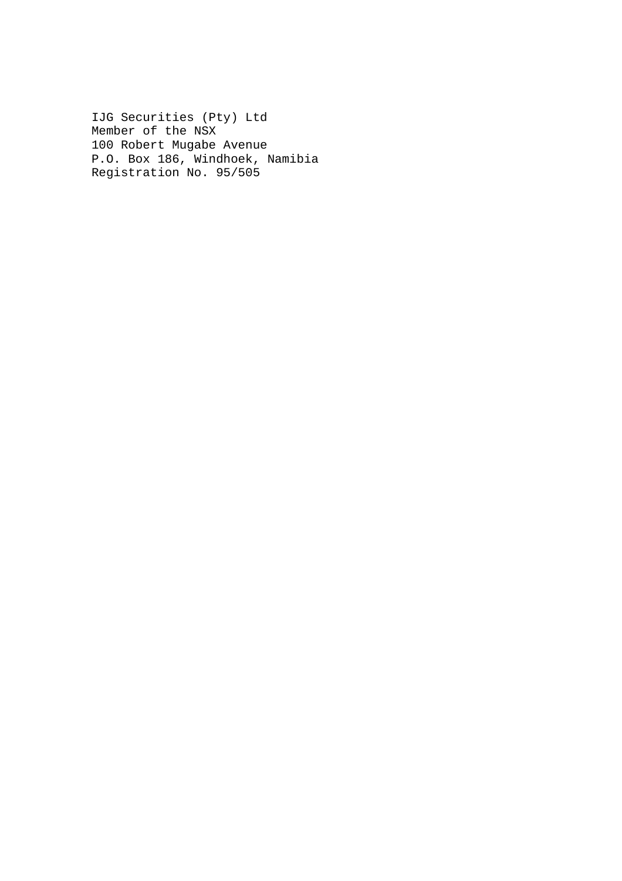IJG Securities (Pty) Ltd
Member of the NSX
100 Robert Mugabe Avenue
P.O. Box 186, Windhoek, Namibia
Registration No. 95/505